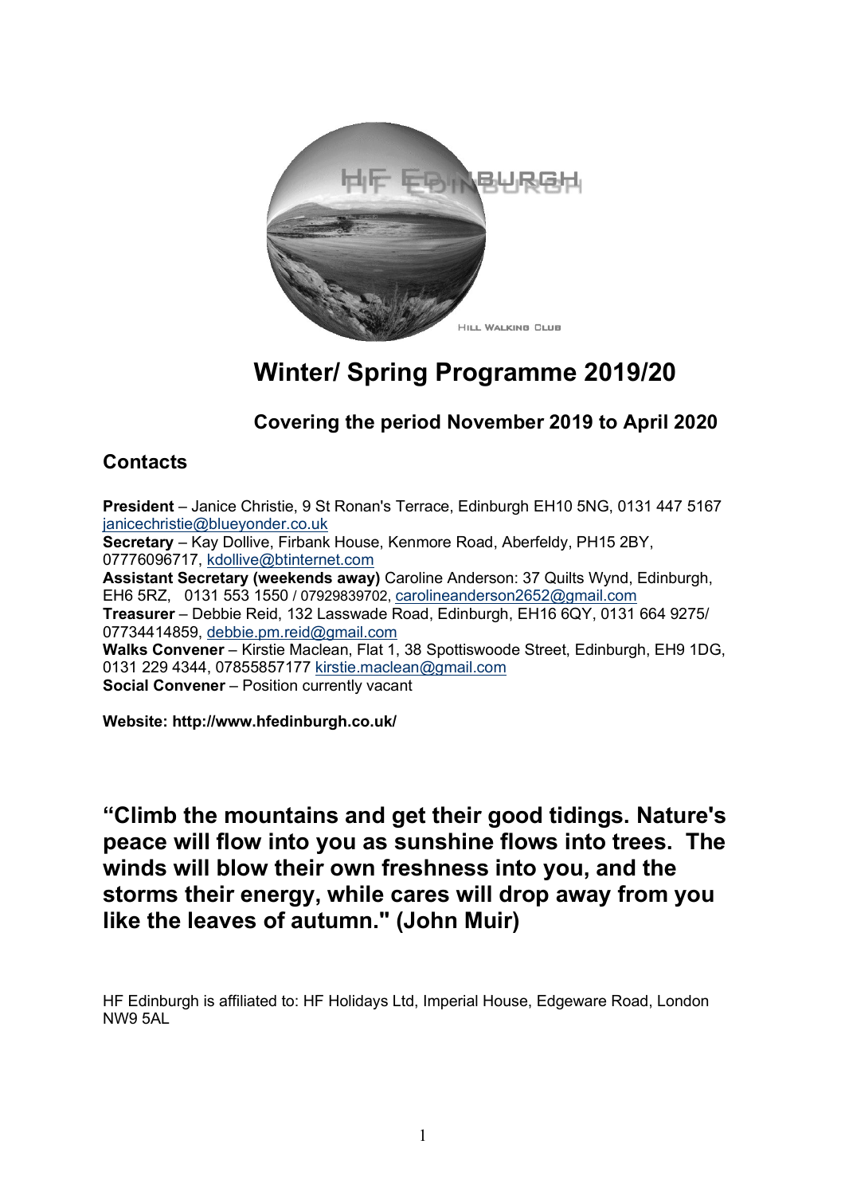# Winter/ Spring Programme 2019/20

### Covering the period November 2019 to April 2020

## Contacts

**President** – Janice Christie, 9 St Ronan's Terrace, Edinburgh EH10 5NG, 0131 447 5167 janicechristie@blueyonder.co.uk
**Secretary** – Kay Dollive, Firbank House, Kenmore Road, Aberfeldy, PH15 2BY, 07776096717, kdollive@btinternet.com
**Assistant Secretary (weekends away)** Caroline Anderson: 37 Quilts Wynd, Edinburgh, EH6 5RZ, 0131 553 1550 / 07929839702, carolineanderson2652@gmail.com
**Treasurer** – Debbie Reid, 132 Lasswade Road, Edinburgh, EH16 6QY, 0131 664 9275/ 07734414859, debbie.pm.reid@gmail.com
**Walks Convener** – Kirstie Maclean, Flat 1, 38 Spottiswoode Street, Edinburgh, EH9 1DG, 0131 229 4344, 07855857177 kirstie.maclean@gmail.com
**Social Convener** – Position currently vacant

**Website: http://www.hfedinburgh.co.uk/**

## "Climb the mountains and get their good tidings. Nature's peace will flow into you as sunshine flows into trees. The winds will blow their own freshness into you, and the storms their energy, while cares will drop away from you like the leaves of autumn." (John Muir)

HF Edinburgh is affiliated to: HF Holidays Ltd, Imperial House, Edgeware Road, London NW9 5AL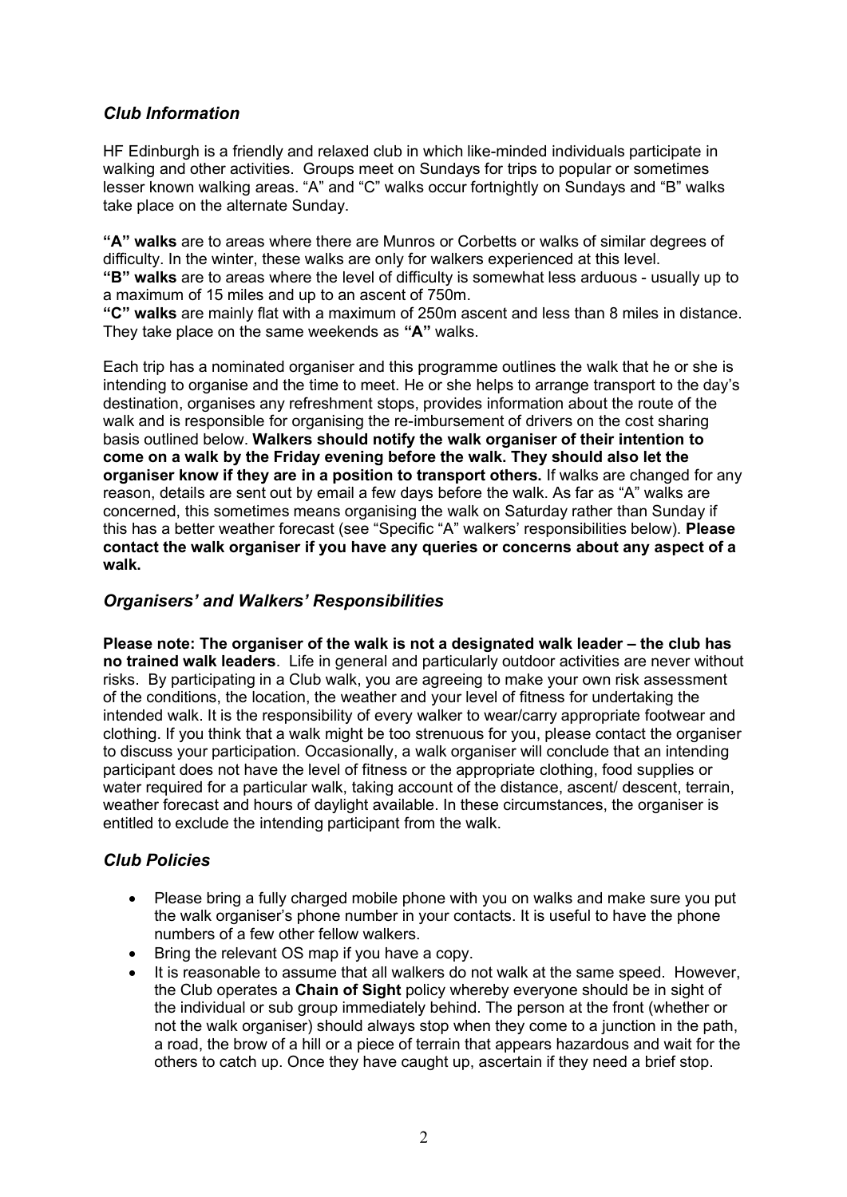## *Club Information*

HF Edinburgh is a friendly and relaxed club in which like-minded individuals participate in walking and other activities. Groups meet on Sundays for trips to popular or sometimes lesser known walking areas. "A" and "C" walks occur fortnightly on Sundays and "B" walks take place on the alternate Sunday.

**"A" walks** are to areas where there are Munros or Corbetts or walks of similar degrees of difficulty. In the winter, these walks are only for walkers experienced at this level.
**"B" walks** are to areas where the level of difficulty is somewhat less arduous - usually up to a maximum of 15 miles and up to an ascent of 750m.
**"C" walks** are mainly flat with a maximum of 250m ascent and less than 8 miles in distance. They take place on the same weekends as **"A"** walks.

Each trip has a nominated organiser and this programme outlines the walk that he or she is intending to organise and the time to meet. He or she helps to arrange transport to the day's destination, organises any refreshment stops, provides information about the route of the walk and is responsible for organising the re-imbursement of drivers on the cost sharing basis outlined below. **Walkers should notify the walk organiser of their intention to come on a walk by the Friday evening before the walk. They should also let the organiser know if they are in a position to transport others.** If walks are changed for any reason, details are sent out by email a few days before the walk. As far as "A" walks are concerned, this sometimes means organising the walk on Saturday rather than Sunday if this has a better weather forecast (see "Specific "A" walkers' responsibilities below). **Please contact the walk organiser if you have any queries or concerns about any aspect of a walk.**

## *Organisers' and Walkers' Responsibilities*

**Please note: The organiser of the walk is not a designated walk leader – the club has no trained walk leaders**. Life in general and particularly outdoor activities are never without risks. By participating in a Club walk, you are agreeing to make your own risk assessment of the conditions, the location, the weather and your level of fitness for undertaking the intended walk. It is the responsibility of every walker to wear/carry appropriate footwear and clothing. If you think that a walk might be too strenuous for you, please contact the organiser to discuss your participation. Occasionally, a walk organiser will conclude that an intending participant does not have the level of fitness or the appropriate clothing, food supplies or water required for a particular walk, taking account of the distance, ascent/ descent, terrain, weather forecast and hours of daylight available. In these circumstances, the organiser is entitled to exclude the intending participant from the walk.

## *Club Policies*

- Please bring a fully charged mobile phone with you on walks and make sure you put the walk organiser's phone number in your contacts. It is useful to have the phone numbers of a few other fellow walkers.
- Bring the relevant OS map if you have a copy.
- It is reasonable to assume that all walkers do not walk at the same speed. However, the Club operates a **Chain of Sight** policy whereby everyone should be in sight of the individual or sub group immediately behind. The person at the front (whether or not the walk organiser) should always stop when they come to a junction in the path, a road, the brow of a hill or a piece of terrain that appears hazardous and wait for the others to catch up. Once they have caught up, ascertain if they need a brief stop.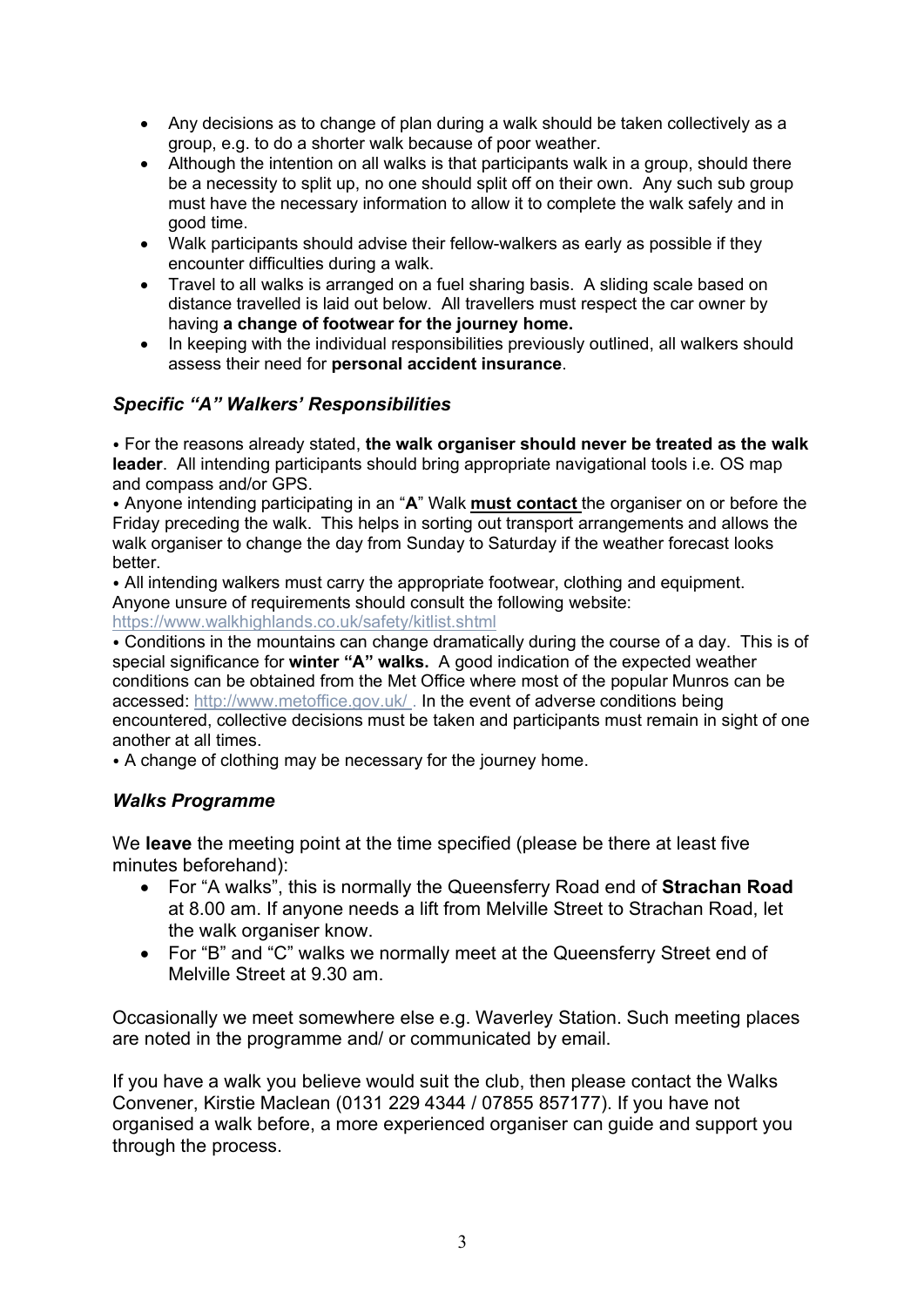- Any decisions as to change of plan during a walk should be taken collectively as a group, e.g. to do a shorter walk because of poor weather.
- Although the intention on all walks is that participants walk in a group, should there be a necessity to split up, no one should split off on their own. Any such sub group must have the necessary information to allow it to complete the walk safely and in good time.
- Walk participants should advise their fellow-walkers as early as possible if they encounter difficulties during a walk.
- Travel to all walks is arranged on a fuel sharing basis. A sliding scale based on distance travelled is laid out below. All travellers must respect the car owner by having **a change of footwear for the journey home.**
- In keeping with the individual responsibilities previously outlined, all walkers should assess their need for **personal accident insurance**.

### *Specific "A" Walkers' Responsibilities*

• For the reasons already stated, **the walk organiser should never be treated as the walk leader**. All intending participants should bring appropriate navigational tools i.e. OS map and compass and/or GPS.

• Anyone intending participating in an "**A**" Walk **must contact** the organiser on or before the Friday preceding the walk. This helps in sorting out transport arrangements and allows the walk organiser to change the day from Sunday to Saturday if the weather forecast looks better.

• All intending walkers must carry the appropriate footwear, clothing and equipment. Anyone unsure of requirements should consult the following website: https://www.walkhighlands.co.uk/safety/kitlist.shtml

• Conditions in the mountains can change dramatically during the course of a day. This is of special significance for **winter "A" walks.** A good indication of the expected weather conditions can be obtained from the Met Office where most of the popular Munros can be accessed: http://www.metoffice.gov.uk/ . In the event of adverse conditions being encountered, collective decisions must be taken and participants must remain in sight of one another at all times.

• A change of clothing may be necessary for the journey home.

### *Walks Programme*

We **leave** the meeting point at the time specified (please be there at least five minutes beforehand):

- For "A walks", this is normally the Queensferry Road end of **Strachan Road** at 8.00 am. If anyone needs a lift from Melville Street to Strachan Road, let the walk organiser know.
- For "B" and "C" walks we normally meet at the Queensferry Street end of Melville Street at 9.30 am.

Occasionally we meet somewhere else e.g. Waverley Station. Such meeting places are noted in the programme and/ or communicated by email.

If you have a walk you believe would suit the club, then please contact the Walks Convener, Kirstie Maclean (0131 229 4344 / 07855 857177). If you have not organised a walk before, a more experienced organiser can guide and support you through the process.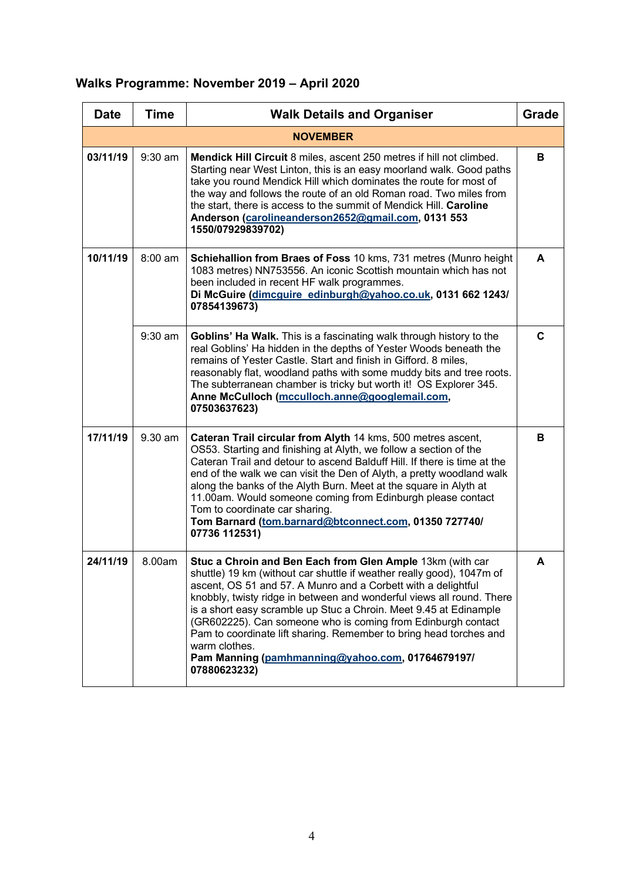## Walks Programme: November 2019 – April 2020

| Date | Time | Walk Details and Organiser | Grade |
|---|---|---|---|
| | | **NOVEMBER** | |
| **03/11/19** | 9:30 am | **Mendick Hill Circuit** 8 miles, ascent 250 metres if hill not climbed. Starting near West Linton, this is an easy moorland walk. Good paths take you round Mendick Hill which dominates the route for most of the way and follows the route of an old Roman road. Two miles from the start, there is access to the summit of Mendick Hill. **Caroline Anderson (carolineanderson2652@gmail.com, 0131 553 1550/07929839702)** | **B** |
| **10/11/19** | 8:00 am | **Schiehallion from Braes of Foss** 10 kms, 731 metres (Munro height 1083 metres) NN753556. An iconic Scottish mountain which has not been included in recent HF walk programmes. **Di McGuire (dimcguire_edinburgh@yahoo.co.uk, 0131 662 1243/ 07854139673)** | **A** |
| | 9:30 am | **Goblins' Ha Walk.** This is a fascinating walk through history to the real Goblins' Ha hidden in the depths of Yester Woods beneath the remains of Yester Castle. Start and finish in Gifford. 8 miles, reasonably flat, woodland paths with some muddy bits and tree roots. The subterranean chamber is tricky but worth it! OS Explorer 345. **Anne McCulloch (mcculloch.anne@googlemail.com, 07503637623)** | **C** |
| **17/11/19** | 9.30 am | **Cateran Trail circular from Alyth** 14 kms, 500 metres ascent, OS53. Starting and finishing at Alyth, we follow a section of the Cateran Trail and detour to ascend Balduff Hill. If there is time at the end of the walk we can visit the Den of Alyth, a pretty woodland walk along the banks of the Alyth Burn. Meet at the square in Alyth at 11.00am. Would someone coming from Edinburgh please contact Tom to coordinate car sharing. **Tom Barnard (tom.barnard@btconnect.com, 01350 727740/ 07736 112531)** | **B** |
| **24/11/19** | 8.00am | **Stuc a Chroin and Ben Each from Glen Ample** 13km (with car shuttle) 19 km (without car shuttle if weather really good), 1047m of ascent, OS 51 and 57. A Munro and a Corbett with a delightful knobbly, twisty ridge in between and wonderful views all round. There is a short easy scramble up Stuc a Chroin. Meet 9.45 at Edinample (GR602225). Can someone who is coming from Edinburgh contact Pam to coordinate lift sharing. Remember to bring head torches and warm clothes. **Pam Manning (pamhmanning@yahoo.com, 01764679197/ 07880623232)** | **A** |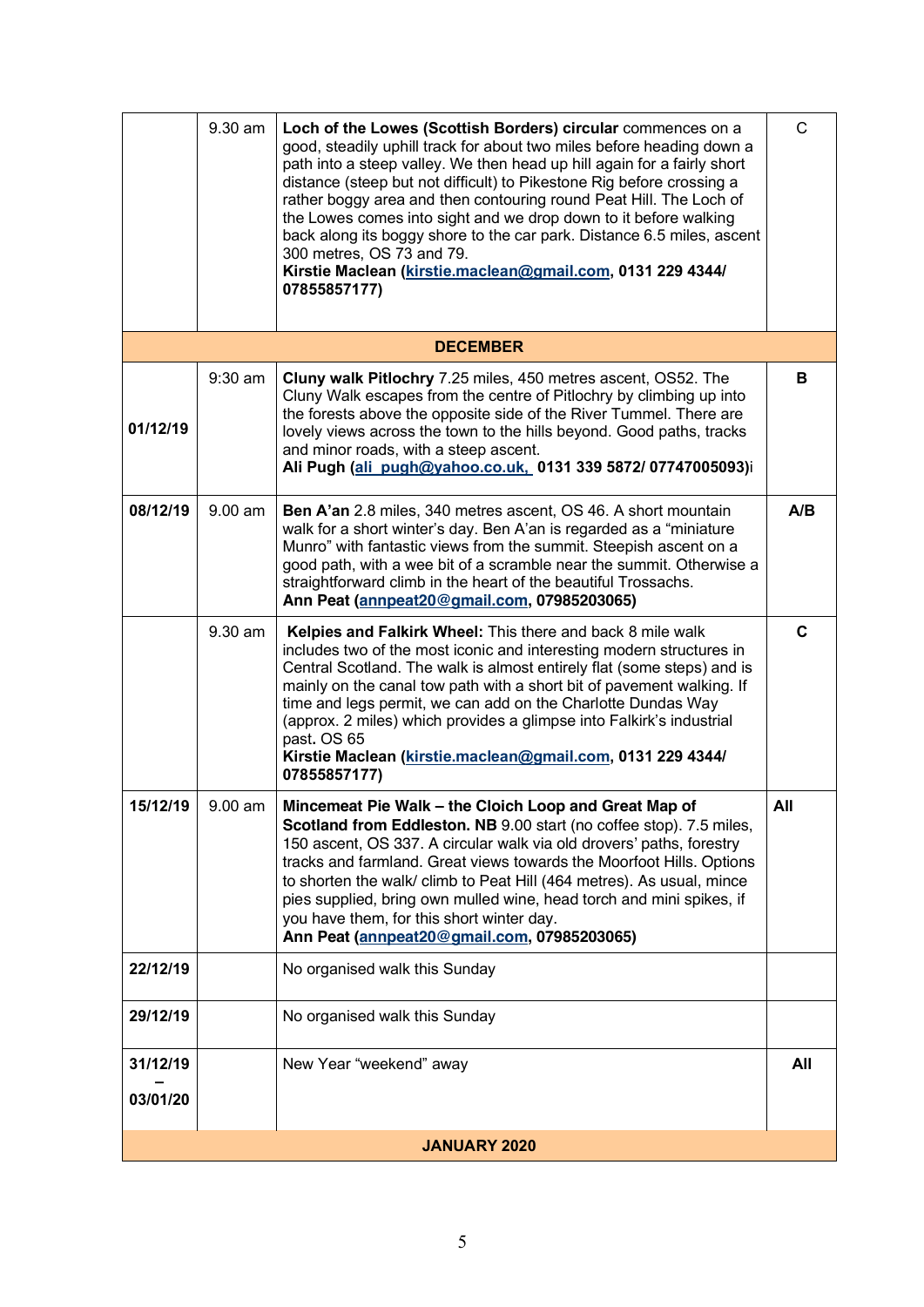| | | | |
|---|---|---|---|
| | 9.30 am | **Loch of the Lowes (Scottish Borders) circular** commences on a good, steadily uphill track for about two miles before heading down a path into a steep valley. We then head up hill again for a fairly short distance (steep but not difficult) to Pikestone Rig before crossing a rather boggy area and then contouring round Peat Hill. The Loch of the Lowes comes into sight and we drop down to it before walking back along its boggy shore to the car park. Distance 6.5 miles, ascent 300 metres, OS 73 and 79. **Kirstie Maclean (kirstie.maclean@gmail.com, 0131 229 4344/ 07855857177)** | C |
| | | **DECEMBER** | |
| **01/12/19** | 9:30 am | **Cluny walk Pitlochry** 7.25 miles, 450 metres ascent, OS52. The Cluny Walk escapes from the centre of Pitlochry by climbing up into the forests above the opposite side of the River Tummel. There are lovely views across the town to the hills beyond. Good paths, tracks and minor roads, with a steep ascent. **Ali Pugh (ali_pugh@yahoo.co.uk, 0131 339 5872/ 07747005093)**i | **B** |
| **08/12/19** | 9.00 am | **Ben A'an** 2.8 miles, 340 metres ascent, OS 46. A short mountain walk for a short winter's day. Ben A'an is regarded as a "miniature Munro" with fantastic views from the summit. Steepish ascent on a good path, with a wee bit of a scramble near the summit. Otherwise a straightforward climb in the heart of the beautiful Trossachs. **Ann Peat (annpeat20@gmail.com, 07985203065)** | **A/B** |
| | 9.30 am | **Kelpies and Falkirk Wheel:** This there and back 8 mile walk includes two of the most iconic and interesting modern structures in Central Scotland. The walk is almost entirely flat (some steps) and is mainly on the canal tow path with a short bit of pavement walking. If time and legs permit, we can add on the Charlotte Dundas Way (approx. 2 miles) which provides a glimpse into Falkirk's industrial past**.** OS 65 **Kirstie Maclean (kirstie.maclean@gmail.com, 0131 229 4344/ 07855857177)** | **C** |
| **15/12/19** | 9.00 am | **Mincemeat Pie Walk – the Cloich Loop and Great Map of Scotland from Eddleston. NB** 9.00 start (no coffee stop). 7.5 miles, 150 ascent, OS 337. A circular walk via old drovers' paths, forestry tracks and farmland. Great views towards the Moorfoot Hills. Options to shorten the walk/ climb to Peat Hill (464 metres). As usual, mince pies supplied, bring own mulled wine, head torch and mini spikes, if you have them, for this short winter day. **Ann Peat (annpeat20@gmail.com, 07985203065)** | **All** |
| **22/12/19** | | No organised walk this Sunday | |
| **29/12/19** | | No organised walk this Sunday | |
| **31/12/19 – 03/01/20** | | New Year "weekend" away | **All** |
| | | **JANUARY 2020** | |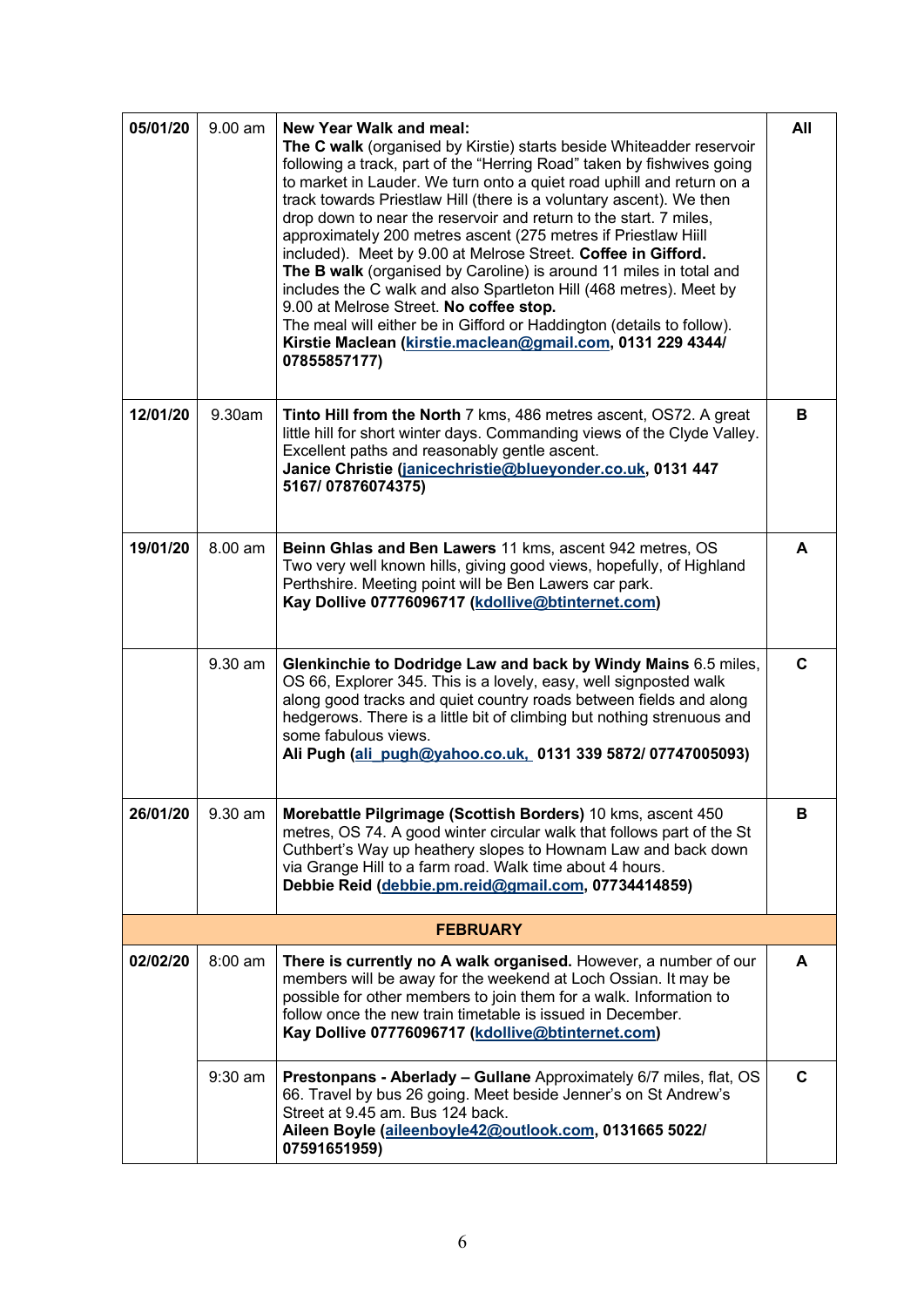| | | | |
|---|---|---|---|
| **05/01/20** | 9.00 am | **New Year Walk and meal:**<br>**The C walk** (organised by Kirstie) starts beside Whiteadder reservoir following a track, part of the "Herring Road" taken by fishwives going to market in Lauder. We turn onto a quiet road uphill and return on a track towards Priestlaw Hill (there is a voluntary ascent). We then drop down to near the reservoir and return to the start. 7 miles, approximately 200 metres ascent (275 metres if Priestlaw Hiill included). Meet by 9.00 at Melrose Street. **Coffee in Gifford.**<br>**The B walk** (organised by Caroline) is around 11 miles in total and includes the C walk and also Spartleton Hill (468 metres). Meet by 9.00 at Melrose Street. **No coffee stop.**<br>The meal will either be in Gifford or Haddington (details to follow).<br>**Kirstie Maclean (kirstie.maclean@gmail.com, 0131 229 4344/ 07855857177)** | **All** |
| **12/01/20** | 9.30am | **Tinto Hill from the North** 7 kms, 486 metres ascent, OS72. A great little hill for short winter days. Commanding views of the Clyde Valley. Excellent paths and reasonably gentle ascent.<br>**Janice Christie (janicechristie@blueyonder.co.uk, 0131 447 5167/ 07876074375)** | **B** |
| **19/01/20** | 8.00 am | **Beinn Ghlas and Ben Lawers** 11 kms, ascent 942 metres, OS Two very well known hills, giving good views, hopefully, of Highland Perthshire. Meeting point will be Ben Lawers car park.<br>**Kay Dollive 07776096717 (kdollive@btinternet.com)** | **A** |
| | 9.30 am | **Glenkinchie to Dodridge Law and back by Windy Mains** 6.5 miles, OS 66, Explorer 345. This is a lovely, easy, well signposted walk along good tracks and quiet country roads between fields and along hedgerows. There is a little bit of climbing but nothing strenuous and some fabulous views.<br>**Ali Pugh (ali_pugh@yahoo.co.uk, 0131 339 5872/ 07747005093)** | **C** |
| **26/01/20** | 9.30 am | **Morebattle Pilgrimage (Scottish Borders)** 10 kms, ascent 450 metres, OS 74. A good winter circular walk that follows part of the St Cuthbert's Way up heathery slopes to Hownam Law and back down via Grange Hill to a farm road. Walk time about 4 hours.<br>**Debbie Reid (debbie.pm.reid@gmail.com, 07734414859)** | **B** |
| | | **FEBRUARY** | |
| **02/02/20** | 8:00 am | **There is currently no A walk organised.** However, a number of our members will be away for the weekend at Loch Ossian. It may be possible for other members to join them for a walk. Information to follow once the new train timetable is issued in December.<br>**Kay Dollive 07776096717 (kdollive@btinternet.com)** | **A** |
| | 9:30 am | **Prestonpans - Aberlady – Gullane** Approximately 6/7 miles, flat, OS 66. Travel by bus 26 going. Meet beside Jenner's on St Andrew's Street at 9.45 am. Bus 124 back.<br>**Aileen Boyle (aileenboyle42@outlook.com, 0131665 5022/ 07591651959)** | **C** |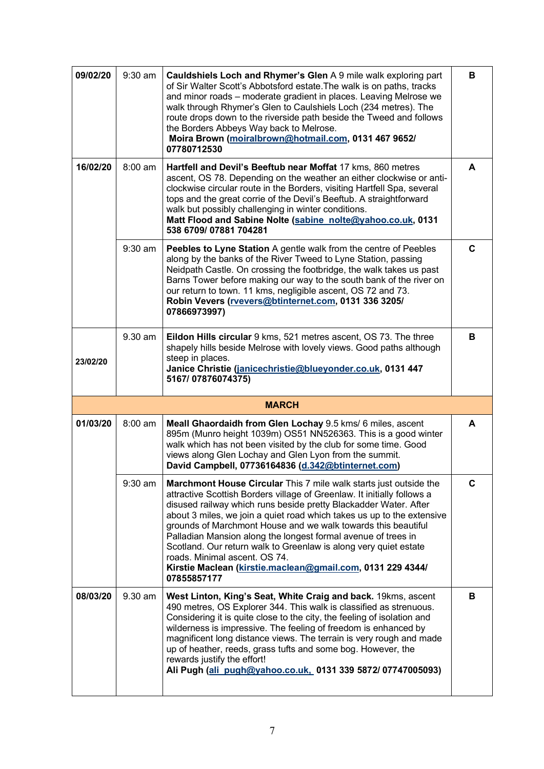| | | | |
|---|---|---|---|
| **09/02/20** | 9:30 am | **Cauldshiels Loch and Rhymer's Glen** A 9 mile walk exploring part of Sir Walter Scott's Abbotsford estate.The walk is on paths, tracks and minor roads – moderate gradient in places. Leaving Melrose we walk through Rhymer's Glen to Caulshiels Loch (234 metres). The route drops down to the riverside path beside the Tweed and follows the Borders Abbeys Way back to Melrose. **Moira Brown (moiralbrown@hotmail.com, 0131 467 9652/ 07780712530** | **B** |
| **16/02/20** | 8:00 am | **Hartfell and Devil's Beeftub near Moffat** 17 kms, 860 metres ascent, OS 78. Depending on the weather an either clockwise or anti-clockwise circular route in the Borders, visiting Hartfell Spa, several tops and the great corrie of the Devil's Beeftub. A straightforward walk but possibly challenging in winter conditions. **Matt Flood and Sabine Nolte (sabine_nolte@yahoo.co.uk, 0131 538 6709/ 07881 704281** | **A** |
| | 9:30 am | **Peebles to Lyne Station** A gentle walk from the centre of Peebles along by the banks of the River Tweed to Lyne Station, passing Neidpath Castle. On crossing the footbridge, the walk takes us past Barns Tower before making our way to the south bank of the river on our return to town. 11 kms, negligible ascent, OS 72 and 73. **Robin Vevers (rvevers@btinternet.com, 0131 336 3205/ 07866973997)** | **C** |
| **23/02/20** | 9.30 am | **Eildon Hills circular** 9 kms, 521 metres ascent, OS 73. The three shapely hills beside Melrose with lovely views. Good paths although steep in places. **Janice Christie (janicechristie@blueyonder.co.uk, 0131 447 5167/ 07876074375)** | **B** |
| | | **MARCH** | |
| **01/03/20** | 8:00 am | **Meall Ghaordaidh from Glen Lochay** 9.5 kms/ 6 miles, ascent 895m (Munro height 1039m) OS51 NN526363. This is a good winter walk which has not been visited by the club for some time. Good views along Glen Lochay and Glen Lyon from the summit. **David Campbell, 07736164836 (d.342@btinternet.com)** | **A** |
| | 9:30 am | **Marchmont House Circular** This 7 mile walk starts just outside the attractive Scottish Borders village of Greenlaw. It initially follows a disused railway which runs beside pretty Blackadder Water. After about 3 miles, we join a quiet road which takes us up to the extensive grounds of Marchmont House and we walk towards this beautiful Palladian Mansion along the longest formal avenue of trees in Scotland. Our return walk to Greenlaw is along very quiet estate roads. Minimal ascent. OS 74. **Kirstie Maclean (kirstie.maclean@gmail.com, 0131 229 4344/ 07855857177** | **C** |
| **08/03/20** | 9.30 am | **West Linton, King's Seat, White Craig and back.** 19kms, ascent 490 metres, OS Explorer 344. This walk is classified as strenuous. Considering it is quite close to the city, the feeling of isolation and wilderness is impressive. The feeling of freedom is enhanced by magnificent long distance views. The terrain is very rough and made up of heather, reeds, grass tufts and some bog. However, the rewards justify the effort! **Ali Pugh (ali_pugh@yahoo.co.uk, 0131 339 5872/ 07747005093)** | **B** |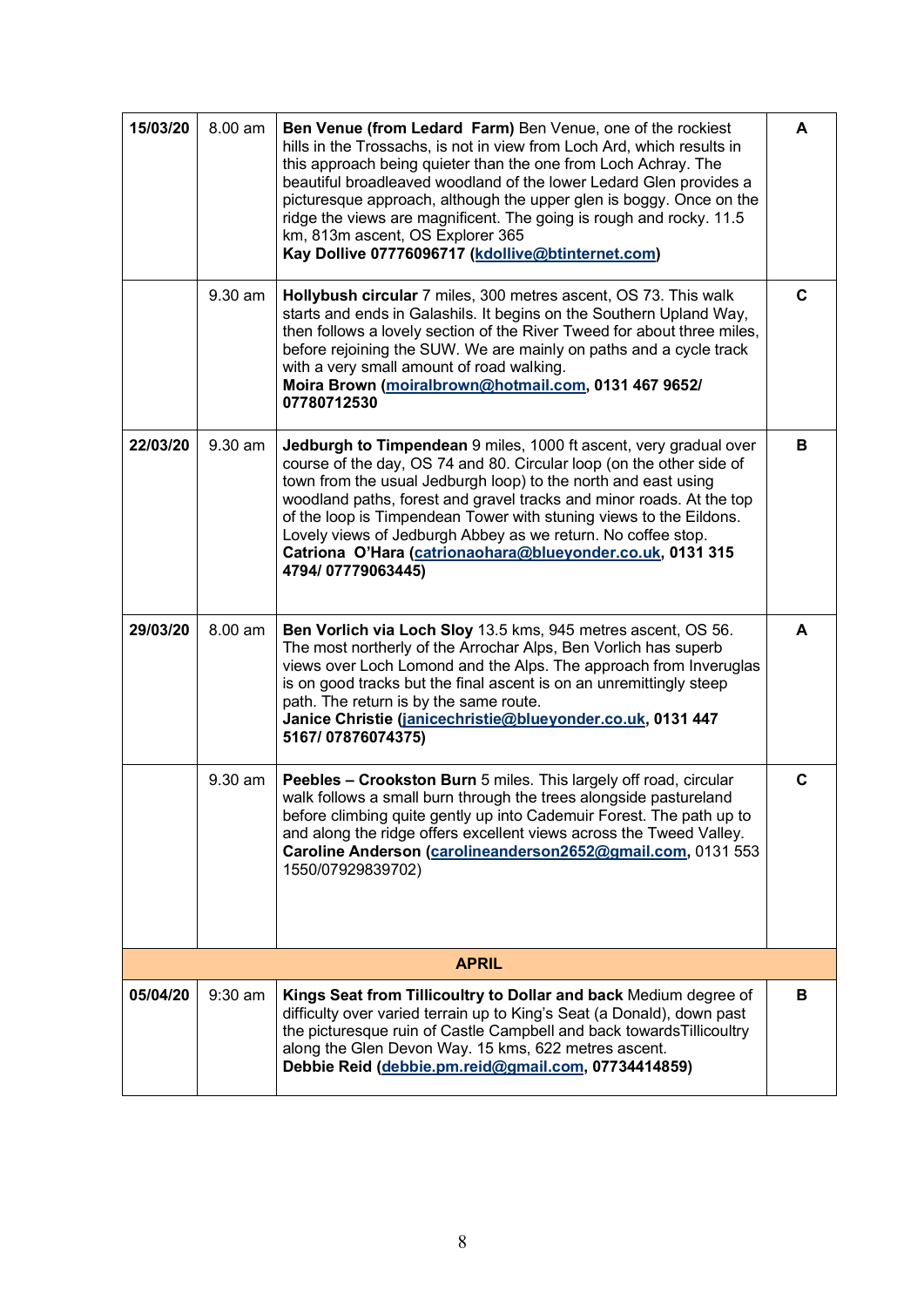| | | | |
|---|---|---|---|
| **15/03/20** | 8.00 am | **Ben Venue (from Ledard Farm)** Ben Venue, one of the rockiest hills in the Trossachs, is not in view from Loch Ard, which results in this approach being quieter than the one from Loch Achray. The beautiful broadleaved woodland of the lower Ledard Glen provides a picturesque approach, although the upper glen is boggy. Once on the ridge the views are magnificent. The going is rough and rocky. 11.5 km, 813m ascent, OS Explorer 365<br>**Kay Dollive 07776096717 (kdollive@btinternet.com)** | **A** |
| | 9.30 am | **Hollybush circular** 7 miles, 300 metres ascent, OS 73. This walk starts and ends in Galashils. It begins on the Southern Upland Way, then follows a lovely section of the River Tweed for about three miles, before rejoining the SUW. We are mainly on paths and a cycle track with a very small amount of road walking.<br>**Moira Brown (moiralbrown@hotmail.com, 0131 467 9652/ 07780712530** | **C** |
| **22/03/20** | 9.30 am | **Jedburgh to Timpendean** 9 miles, 1000 ft ascent, very gradual over course of the day, OS 74 and 80. Circular loop (on the other side of town from the usual Jedburgh loop) to the north and east using woodland paths, forest and gravel tracks and minor roads. At the top of the loop is Timpendean Tower with stuning views to the Eildons. Lovely views of Jedburgh Abbey as we return. No coffee stop.<br>**Catriona O'Hara (catrionaohara@blueyonder.co.uk, 0131 315 4794/ 07779063445)** | **B** |
| **29/03/20** | 8.00 am | **Ben Vorlich via Loch Sloy** 13.5 kms, 945 metres ascent, OS 56. The most northerly of the Arrochar Alps, Ben Vorlich has superb views over Loch Lomond and the Alps. The approach from Inveruglas is on good tracks but the final ascent is on an unremittingly steep path. The return is by the same route.<br>**Janice Christie (janicechristie@blueyonder.co.uk, 0131 447 5167/ 07876074375)** | **A** |
| | 9.30 am | **Peebles – Crookston Burn** 5 miles. This largely off road, circular walk follows a small burn through the trees alongside pastureland before climbing quite gently up into Cademuir Forest. The path up to and along the ridge offers excellent views across the Tweed Valley.<br>**Caroline Anderson (carolineanderson2652@gmail.com,** 0131 553 1550/07929839702) | **C** |
| | | **APRIL** | |
| **05/04/20** | 9:30 am | **Kings Seat from Tillicoultry to Dollar and back** Medium degree of difficulty over varied terrain up to King's Seat (a Donald), down past the picturesque ruin of Castle Campbell and back towardsTillicoultry along the Glen Devon Way. 15 kms, 622 metres ascent.<br>**Debbie Reid (debbie.pm.reid@gmail.com, 07734414859)** | **B** |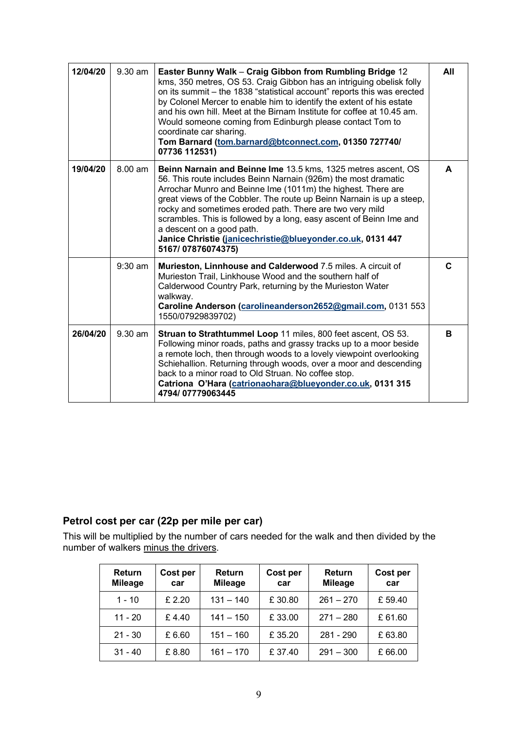| | | | |
|---|---|---|---|
| **12/04/20** | 9.30 am | **Easter Bunny Walk** – **Craig Gibbon from Rumbling Bridge** 12 kms, 350 metres, OS 53. Craig Gibbon has an intriguing obelisk folly on its summit – the 1838 "statistical account" reports this was erected by Colonel Mercer to enable him to identify the extent of his estate and his own hill. Meet at the Birnam Institute for coffee at 10.45 am. Would someone coming from Edinburgh please contact Tom to coordinate car sharing. **Tom Barnard (tom.barnard@btconnect.com, 01350 727740/ 07736 112531)** | **All** |
| **19/04/20** | 8.00 am | **Beinn Narnain and Beinne Ime** 13.5 kms, 1325 metres ascent, OS 56. This route includes Beinn Narnain (926m) the most dramatic Arrochar Munro and Beinne Ime (1011m) the highest. There are great views of the Cobbler. The route up Beinn Narnain is up a steep, rocky and sometimes eroded path. There are two very mild scrambles. This is followed by a long, easy ascent of Beinn Ime and a descent on a good path. **Janice Christie (janicechristie@blueyonder.co.uk, 0131 447 5167/ 07876074375)** | **A** |
| | 9:30 am | **Murieston, Linnhouse and Calderwood** 7.5 miles. A circuit of Murieston Trail, Linkhouse Wood and the southern half of Calderwood Country Park, returning by the Murieston Water walkway. **Caroline Anderson (carolineanderson2652@gmail.com,** 0131 553 1550/07929839702) | **C** |
| **26/04/20** | 9.30 am | **Struan to Strathtummel Loop** 11 miles, 800 feet ascent, OS 53. Following minor roads, paths and grassy tracks up to a moor beside a remote loch, then through woods to a lovely viewpoint overlooking Schiehallion. Returning through woods, over a moor and descending back to a minor road to Old Struan. No coffee stop. **Catriona O'Hara (catrionaohara@blueyonder.co.uk, 0131 315 4794/ 07779063445** | **B** |

## Petrol cost per car (22p per mile per car)

This will be multiplied by the number of cars needed for the walk and then divided by the number of walkers minus the drivers.

| Return Mileage | Cost per car | Return Mileage | Cost per car | Return Mileage | Cost per car |
|---|---|---|---|---|---|
| 1 - 10 | £ 2.20 | 131 – 140 | £ 30.80 | 261 – 270 | £ 59.40 |
| 11 - 20 | £ 4.40 | 141 – 150 | £ 33.00 | 271 – 280 | £ 61.60 |
| 21 - 30 | £ 6.60 | 151 – 160 | £ 35.20 | 281 - 290 | £ 63.80 |
| 31 - 40 | £ 8.80 | 161 – 170 | £ 37.40 | 291 – 300 | £ 66.00 |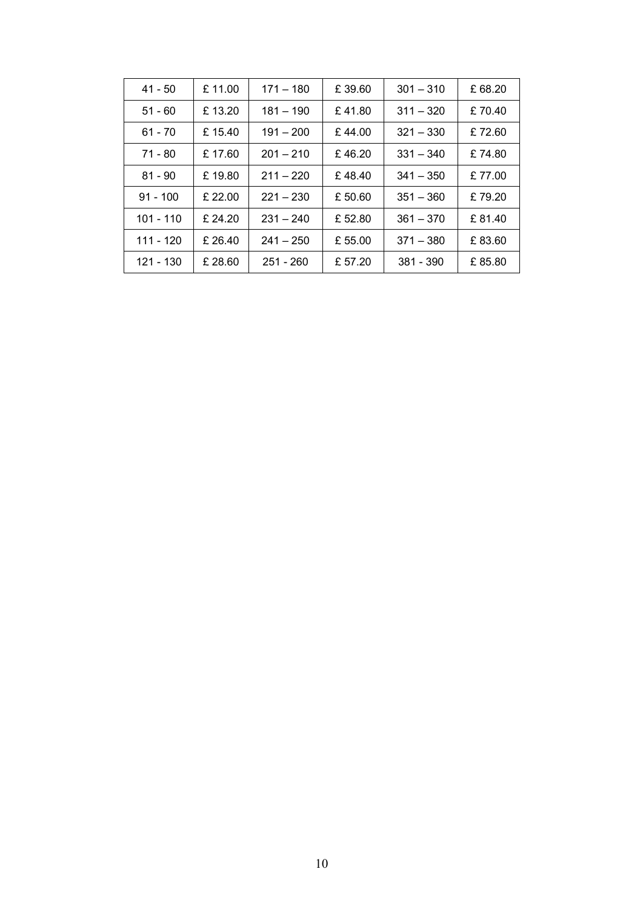| | | | | | |
|---|---|---|---|---|---|
| 41 - 50 | £ 11.00 | 171 – 180 | £ 39.60 | 301 – 310 | £ 68.20 |
| 51 - 60 | £ 13.20 | 181 – 190 | £ 41.80 | 311 – 320 | £ 70.40 |
| 61 - 70 | £ 15.40 | 191 – 200 | £ 44.00 | 321 – 330 | £ 72.60 |
| 71 - 80 | £ 17.60 | 201 – 210 | £ 46.20 | 331 – 340 | £ 74.80 |
| 81 - 90 | £ 19.80 | 211 – 220 | £ 48.40 | 341 – 350 | £ 77.00 |
| 91 - 100 | £ 22.00 | 221 – 230 | £ 50.60 | 351 – 360 | £ 79.20 |
| 101 - 110 | £ 24.20 | 231 – 240 | £ 52.80 | 361 – 370 | £ 81.40 |
| 111 - 120 | £ 26.40 | 241 – 250 | £ 55.00 | 371 – 380 | £ 83.60 |
| 121 - 130 | £ 28.60 | 251 - 260 | £ 57.20 | 381 - 390 | £ 85.80 |